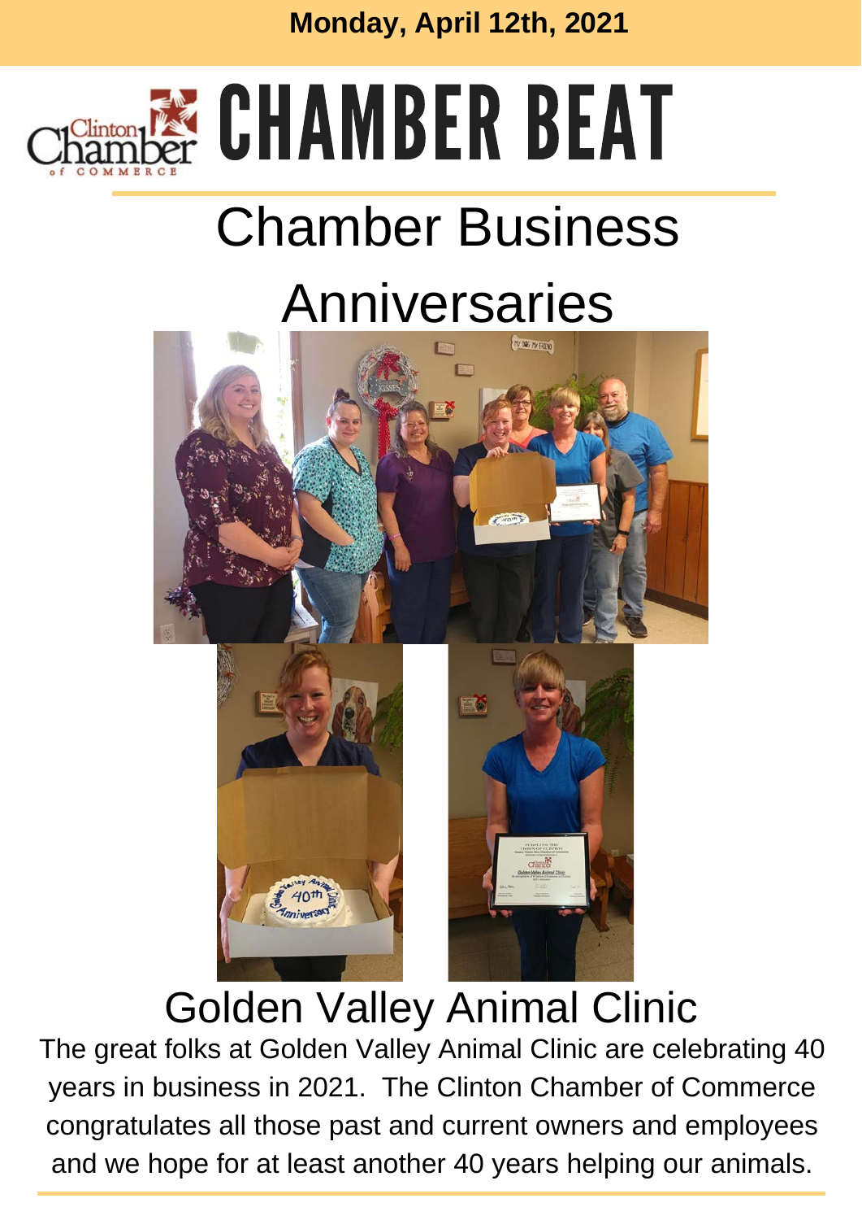Monday, April 12th, 2021

# CHAMBER BEAT

## Chamber Business Anniversaries

### Golden Valley Animal Clinic

The great folks at Golden Valley Animal Clinic are celebrating 40 years in business in 2021. The Clinton Chamber of Commerce congratulates all those past and current owners and employees and we hope for at least another 40 years helping our animals.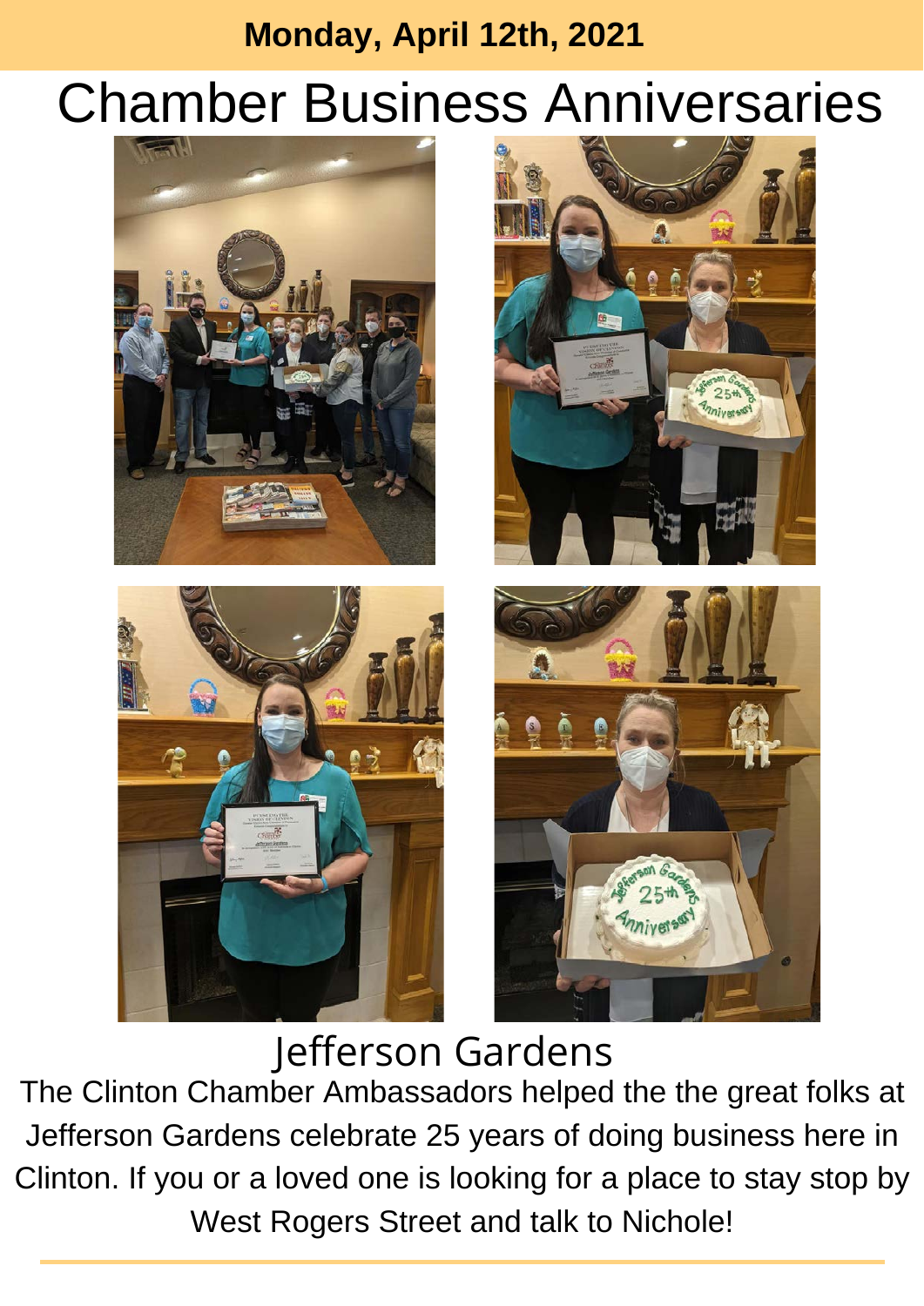Monday, April 12th, 2021

# Chamber Business Anniversaries

## Jefferson Gardens

The Clinton Chamber Ambassadors helped the the great folks at Jefferson Gardens celebrate 25 years of doing business here in Clinton. If you or a loved one is looking for a place to stay stop by West Rogers Street and talk to Nichole!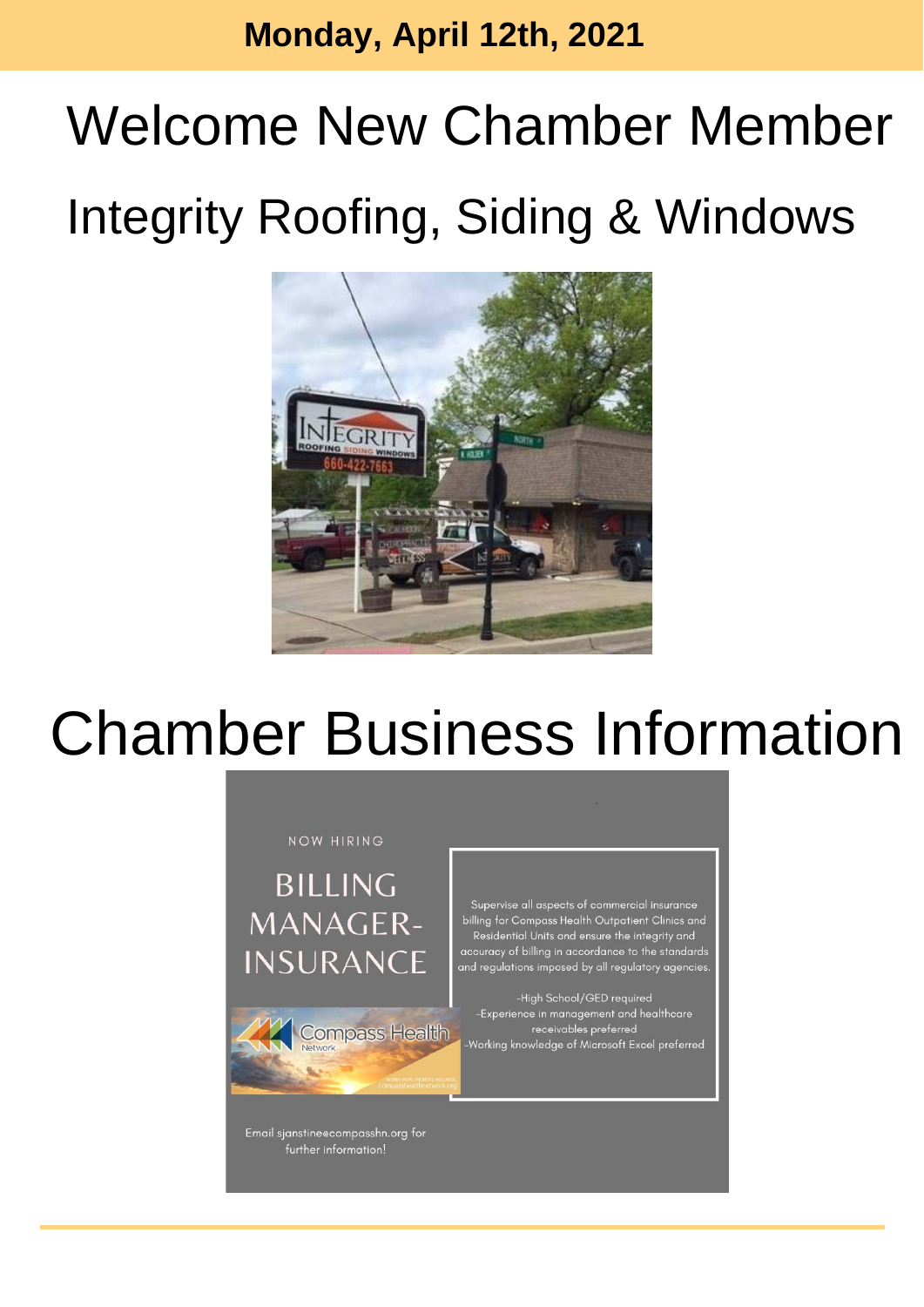**Monday, April 12th, 2021**

# Welcome New Chamber Member

## Integrity Roofing, Siding & Windows

# Chamber Business Information

NOW HIRING

BILLING MANAGER-INSURANCE

Supervise all aspects of commercial insurance billing for Compass Health Outpatient Clinics and Residential Units and ensure the integrity and accuracy of billing in accordance to the standards and regulations imposed by all regulatory agencies.

-High School/GED required
-Experience in management and healthcare receivables preferred
-Working knowledge of Microsoft Excel preferred

Compass Health Network

Email sjanstine@compasshn.org for further information!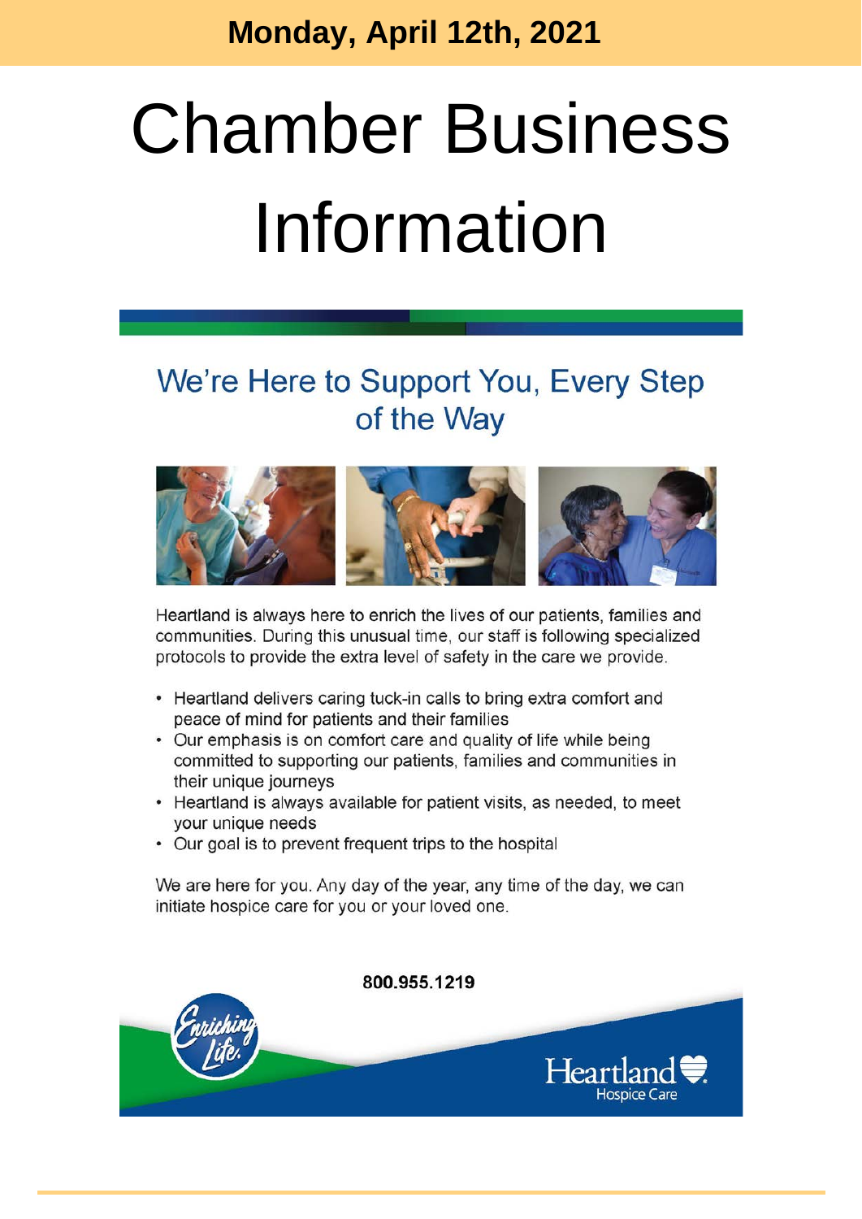**Monday, April 12th, 2021**

# Chamber Business Information

## We're Here to Support You, Every Step of the Way

Heartland is always here to enrich the lives of our patients, families and communities. During this unusual time, our staff is following specialized protocols to provide the extra level of safety in the care we provide.

- Heartland delivers caring tuck-in calls to bring extra comfort and peace of mind for patients and their families
- Our emphasis is on comfort care and quality of life while being committed to supporting our patients, families and communities in their unique journeys
- Heartland is always available for patient visits, as needed, to meet your unique needs
- Our goal is to prevent frequent trips to the hospital

We are here for you. Any day of the year, any time of the day, we can initiate hospice care for you or your loved one.

**800.955.1219**

Enriching Life.

Heartland Hospice Care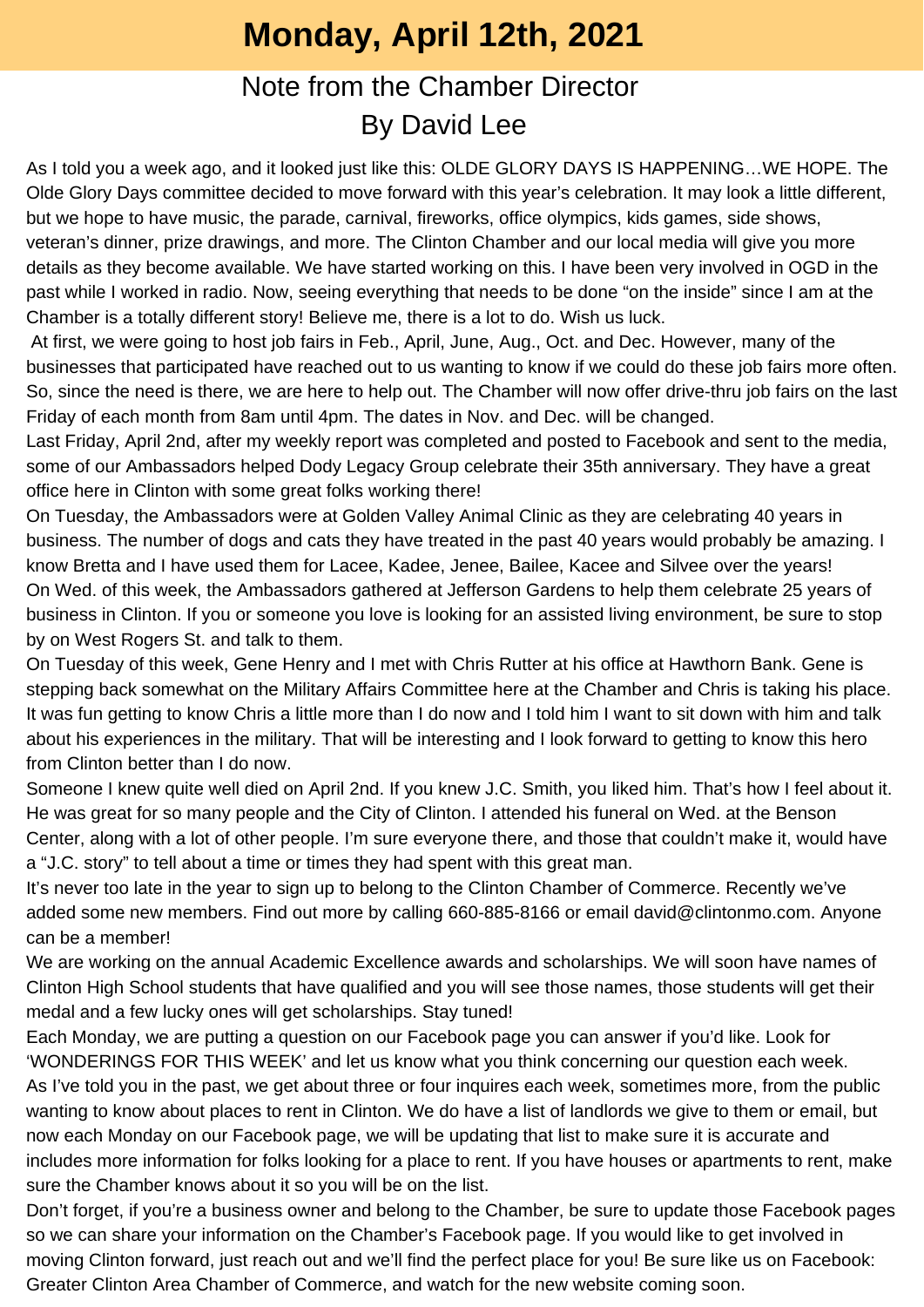# Monday, April 12th, 2021

## Note from the Chamber Director
## By David Lee

As I told you a week ago, and it looked just like this: OLDE GLORY DAYS IS HAPPENING…WE HOPE. The Olde Glory Days committee decided to move forward with this year's celebration. It may look a little different, but we hope to have music, the parade, carnival, fireworks, office olympics, kids games, side shows, veteran's dinner, prize drawings, and more. The Clinton Chamber and our local media will give you more details as they become available. We have started working on this. I have been very involved in OGD in the past while I worked in radio. Now, seeing everything that needs to be done "on the inside" since I am at the Chamber is a totally different story! Believe me, there is a lot to do. Wish us luck.

At first, we were going to host job fairs in Feb., April, June, Aug., Oct. and Dec. However, many of the businesses that participated have reached out to us wanting to know if we could do these job fairs more often. So, since the need is there, we are here to help out. The Chamber will now offer drive-thru job fairs on the last Friday of each month from 8am until 4pm. The dates in Nov. and Dec. will be changed.

Last Friday, April 2nd, after my weekly report was completed and posted to Facebook and sent to the media, some of our Ambassadors helped Dody Legacy Group celebrate their 35th anniversary. They have a great office here in Clinton with some great folks working there!

On Tuesday, the Ambassadors were at Golden Valley Animal Clinic as they are celebrating 40 years in business. The number of dogs and cats they have treated in the past 40 years would probably be amazing. I know Bretta and I have used them for Lacee, Kadee, Jenee, Bailee, Kacee and Silvee over the years!

On Wed. of this week, the Ambassadors gathered at Jefferson Gardens to help them celebrate 25 years of business in Clinton. If you or someone you love is looking for an assisted living environment, be sure to stop by on West Rogers St. and talk to them.

On Tuesday of this week, Gene Henry and I met with Chris Rutter at his office at Hawthorn Bank. Gene is stepping back somewhat on the Military Affairs Committee here at the Chamber and Chris is taking his place. It was fun getting to know Chris a little more than I do now and I told him I want to sit down with him and talk about his experiences in the military. That will be interesting and I look forward to getting to know this hero from Clinton better than I do now.

Someone I knew quite well died on April 2nd. If you knew J.C. Smith, you liked him. That's how I feel about it. He was great for so many people and the City of Clinton. I attended his funeral on Wed. at the Benson Center, along with a lot of other people. I'm sure everyone there, and those that couldn't make it, would have a "J.C. story" to tell about a time or times they had spent with this great man.

It's never too late in the year to sign up to belong to the Clinton Chamber of Commerce. Recently we've added some new members. Find out more by calling 660-885-8166 or email david@clintonmo.com. Anyone can be a member!

We are working on the annual Academic Excellence awards and scholarships. We will soon have names of Clinton High School students that have qualified and you will see those names, those students will get their medal and a few lucky ones will get scholarships. Stay tuned!

Each Monday, we are putting a question on our Facebook page you can answer if you'd like. Look for 'WONDERINGS FOR THIS WEEK' and let us know what you think concerning our question each week.

As I've told you in the past, we get about three or four inquires each week, sometimes more, from the public wanting to know about places to rent in Clinton. We do have a list of landlords we give to them or email, but now each Monday on our Facebook page, we will be updating that list to make sure it is accurate and includes more information for folks looking for a place to rent. If you have houses or apartments to rent, make sure the Chamber knows about it so you will be on the list.

Don't forget, if you're a business owner and belong to the Chamber, be sure to update those Facebook pages so we can share your information on the Chamber's Facebook page. If you would like to get involved in moving Clinton forward, just reach out and we'll find the perfect place for you! Be sure like us on Facebook: Greater Clinton Area Chamber of Commerce, and watch for the new website coming soon.